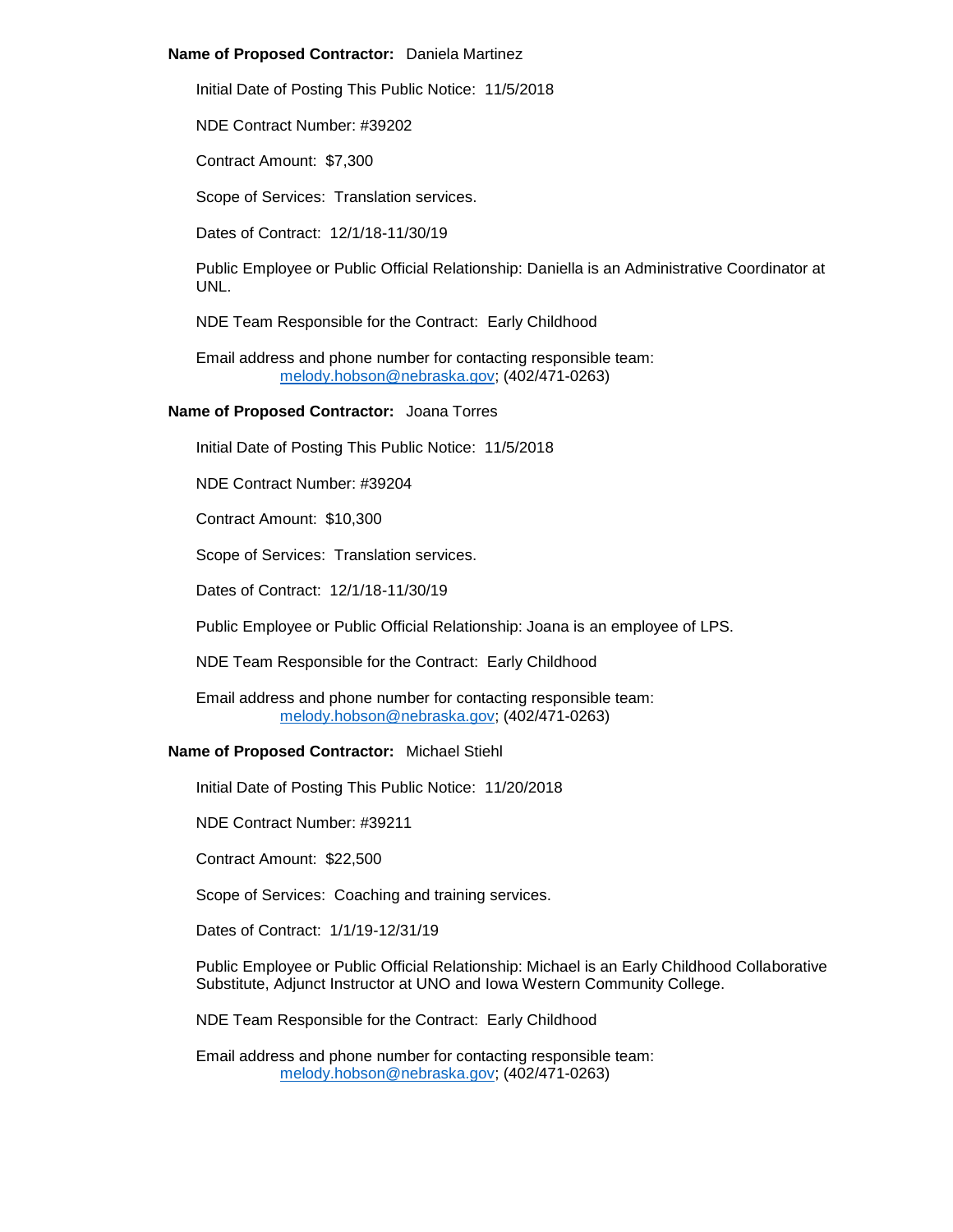**Name of Proposed Contractor:** Daniela Martinez

Initial Date of Posting This Public Notice: 11/5/2018

NDE Contract Number: #39202

Contract Amount: $7,300

Scope of Services: Translation services.

Dates of Contract: 12/1/18-11/30/19

Public Employee or Public Official Relationship: Daniella is an Administrative Coordinator at UNL.

NDE Team Responsible for the Contract: Early Childhood

Email address and phone number for contacting responsible team:
melody.hobson@nebraska.gov; (402/471-0263)

**Name of Proposed Contractor:** Joana Torres

Initial Date of Posting This Public Notice: 11/5/2018

NDE Contract Number: #39204

Contract Amount: $10,300

Scope of Services: Translation services.

Dates of Contract: 12/1/18-11/30/19

Public Employee or Public Official Relationship: Joana is an employee of LPS.

NDE Team Responsible for the Contract: Early Childhood

Email address and phone number for contacting responsible team:
melody.hobson@nebraska.gov; (402/471-0263)

**Name of Proposed Contractor:** Michael Stiehl

Initial Date of Posting This Public Notice: 11/20/2018

NDE Contract Number: #39211

Contract Amount: $22,500

Scope of Services: Coaching and training services.

Dates of Contract: 1/1/19-12/31/19

Public Employee or Public Official Relationship: Michael is an Early Childhood Collaborative Substitute, Adjunct Instructor at UNO and Iowa Western Community College.

NDE Team Responsible for the Contract: Early Childhood

Email address and phone number for contacting responsible team:
melody.hobson@nebraska.gov; (402/471-0263)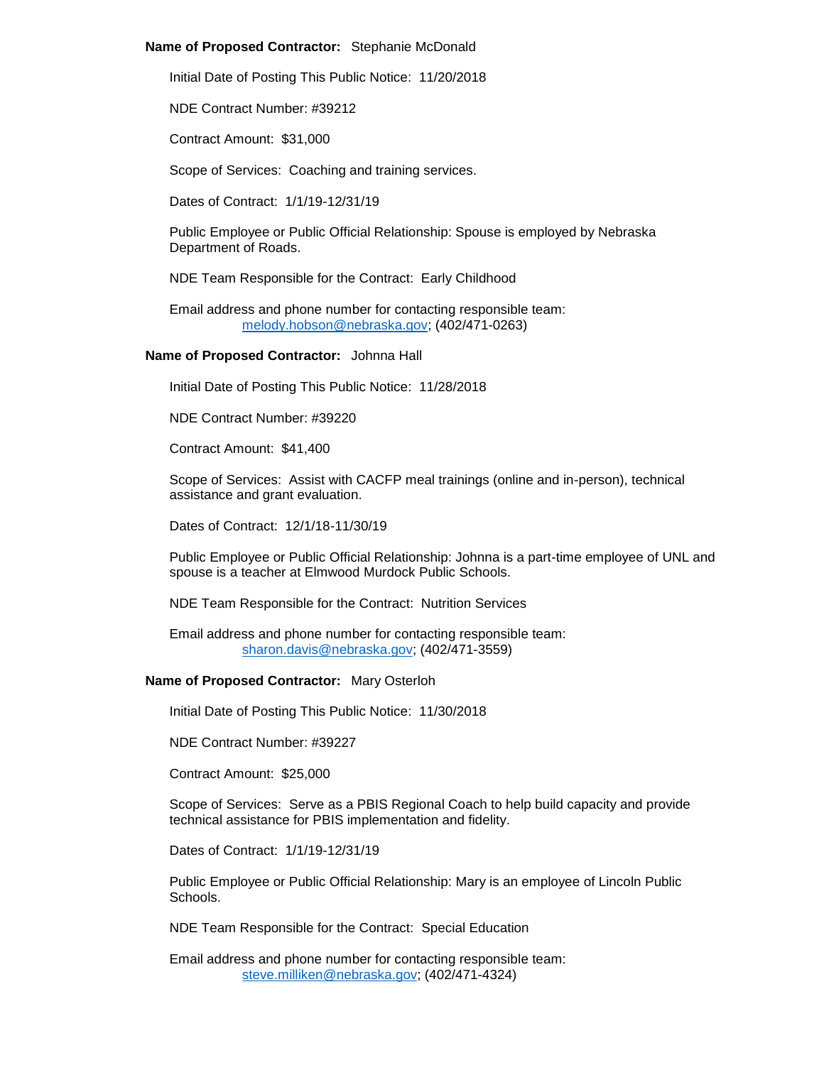**Name of Proposed Contractor:** Stephanie McDonald

Initial Date of Posting This Public Notice: 11/20/2018

NDE Contract Number: #39212

Contract Amount: $31,000

Scope of Services: Coaching and training services.

Dates of Contract: 1/1/19-12/31/19

Public Employee or Public Official Relationship: Spouse is employed by Nebraska Department of Roads.

NDE Team Responsible for the Contract: Early Childhood

Email address and phone number for contacting responsible team:
melody.hobson@nebraska.gov; (402/471-0263)

**Name of Proposed Contractor:** Johnna Hall

Initial Date of Posting This Public Notice: 11/28/2018

NDE Contract Number: #39220

Contract Amount: $41,400

Scope of Services: Assist with CACFP meal trainings (online and in-person), technical assistance and grant evaluation.

Dates of Contract: 12/1/18-11/30/19

Public Employee or Public Official Relationship: Johnna is a part-time employee of UNL and spouse is a teacher at Elmwood Murdock Public Schools.

NDE Team Responsible for the Contract: Nutrition Services

Email address and phone number for contacting responsible team:
sharon.davis@nebraska.gov; (402/471-3559)

**Name of Proposed Contractor:** Mary Osterloh

Initial Date of Posting This Public Notice: 11/30/2018

NDE Contract Number: #39227

Contract Amount: $25,000

Scope of Services: Serve as a PBIS Regional Coach to help build capacity and provide technical assistance for PBIS implementation and fidelity.

Dates of Contract: 1/1/19-12/31/19

Public Employee or Public Official Relationship: Mary is an employee of Lincoln Public Schools.

NDE Team Responsible for the Contract: Special Education

Email address and phone number for contacting responsible team:
steve.milliken@nebraska.gov; (402/471-4324)